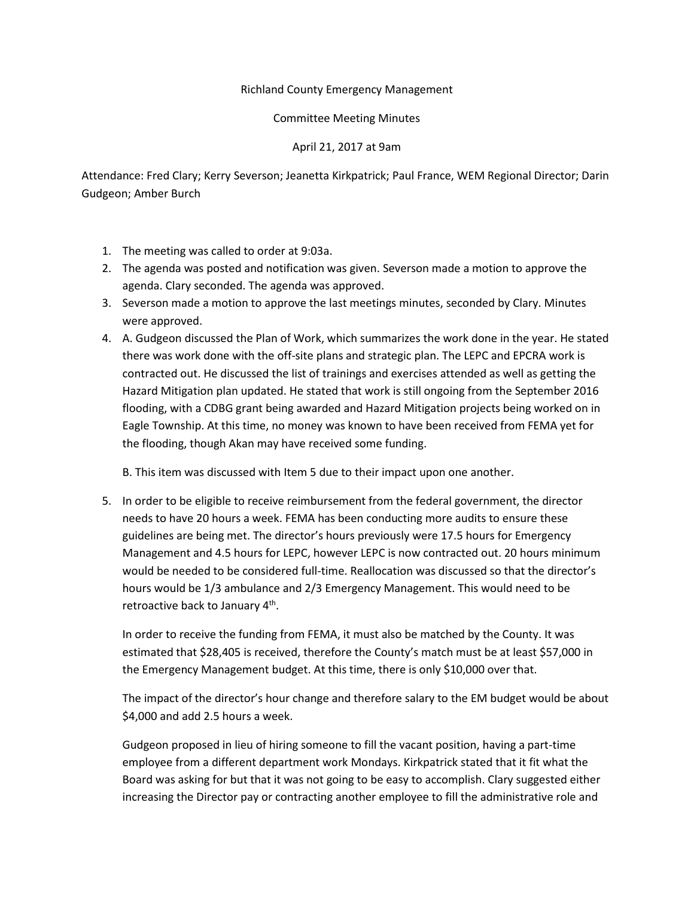Richland County Emergency Management

Committee Meeting Minutes

April 21, 2017 at 9am

Attendance: Fred Clary; Kerry Severson; Jeanetta Kirkpatrick; Paul France, WEM Regional Director; Darin Gudgeon; Amber Burch

1. The meeting was called to order at 9:03a.
2. The agenda was posted and notification was given. Severson made a motion to approve the agenda. Clary seconded. The agenda was approved.
3. Severson made a motion to approve the last meetings minutes, seconded by Clary. Minutes were approved.
4. A. Gudgeon discussed the Plan of Work, which summarizes the work done in the year. He stated there was work done with the off-site plans and strategic plan. The LEPC and EPCRA work is contracted out. He discussed the list of trainings and exercises attended as well as getting the Hazard Mitigation plan updated. He stated that work is still ongoing from the September 2016 flooding, with a CDBG grant being awarded and Hazard Mitigation projects being worked on in Eagle Township. At this time, no money was known to have been received from FEMA yet for the flooding, though Akan may have received some funding.

   B. This item was discussed with Item 5 due to their impact upon one another.

5. In order to be eligible to receive reimbursement from the federal government, the director needs to have 20 hours a week. FEMA has been conducting more audits to ensure these guidelines are being met. The director's hours previously were 17.5 hours for Emergency Management and 4.5 hours for LEPC, however LEPC is now contracted out. 20 hours minimum would be needed to be considered full-time. Reallocation was discussed so that the director's hours would be 1/3 ambulance and 2/3 Emergency Management. This would need to be retroactive back to January 4th.

   In order to receive the funding from FEMA, it must also be matched by the County. It was estimated that $28,405 is received, therefore the County's match must be at least $57,000 in the Emergency Management budget. At this time, there is only $10,000 over that.

   The impact of the director's hour change and therefore salary to the EM budget would be about $4,000 and add 2.5 hours a week.

   Gudgeon proposed in lieu of hiring someone to fill the vacant position, having a part-time employee from a different department work Mondays. Kirkpatrick stated that it fit what the Board was asking for but that it was not going to be easy to accomplish. Clary suggested either increasing the Director pay or contracting another employee to fill the administrative role and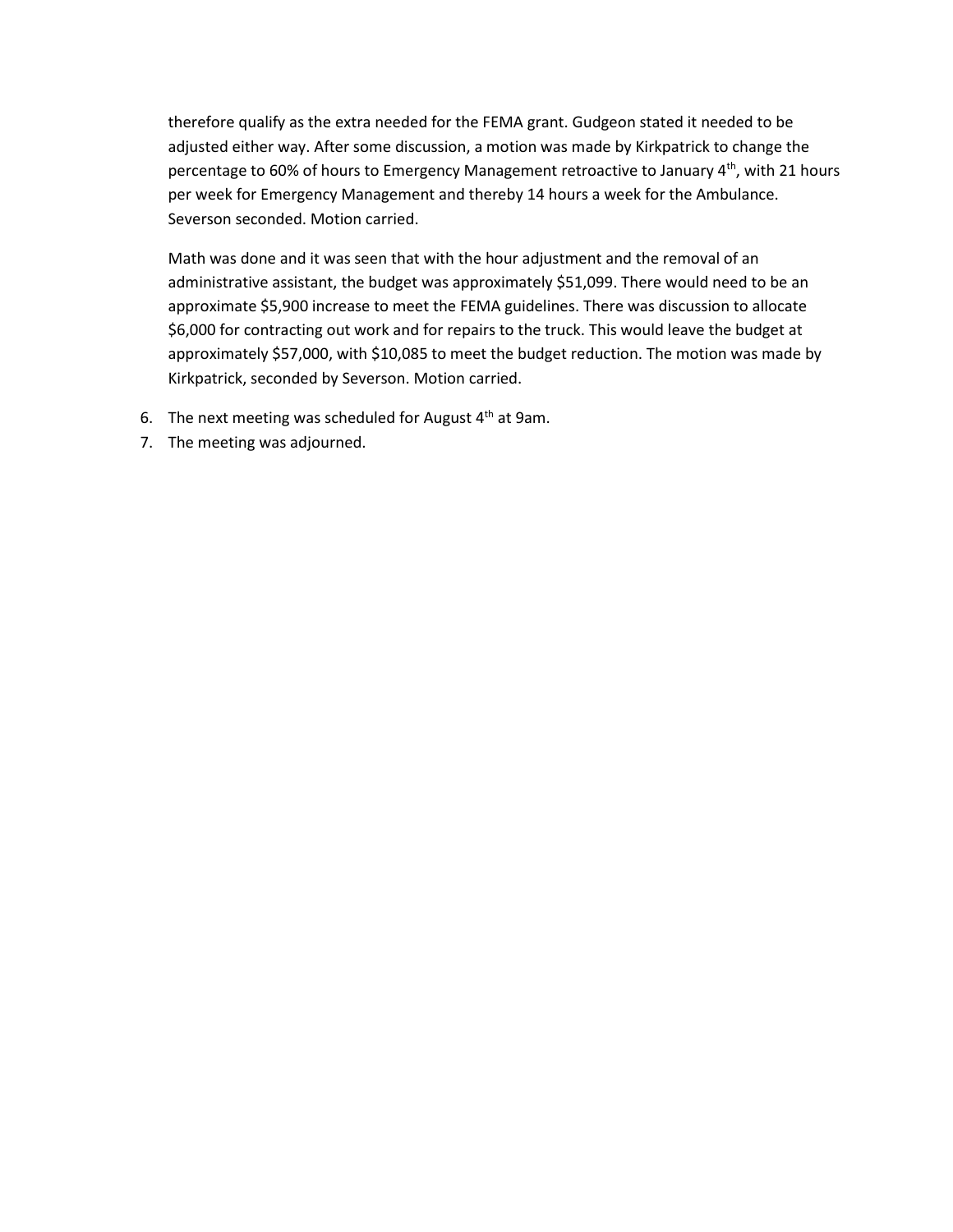therefore qualify as the extra needed for the FEMA grant. Gudgeon stated it needed to be adjusted either way. After some discussion, a motion was made by Kirkpatrick to change the percentage to 60% of hours to Emergency Management retroactive to January 4th, with 21 hours per week for Emergency Management and thereby 14 hours a week for the Ambulance. Severson seconded. Motion carried.

Math was done and it was seen that with the hour adjustment and the removal of an administrative assistant, the budget was approximately $51,099. There would need to be an approximate $5,900 increase to meet the FEMA guidelines. There was discussion to allocate $6,000 for contracting out work and for repairs to the truck. This would leave the budget at approximately $57,000, with $10,085 to meet the budget reduction. The motion was made by Kirkpatrick, seconded by Severson. Motion carried.

6. The next meeting was scheduled for August 4th at 9am.
7. The meeting was adjourned.